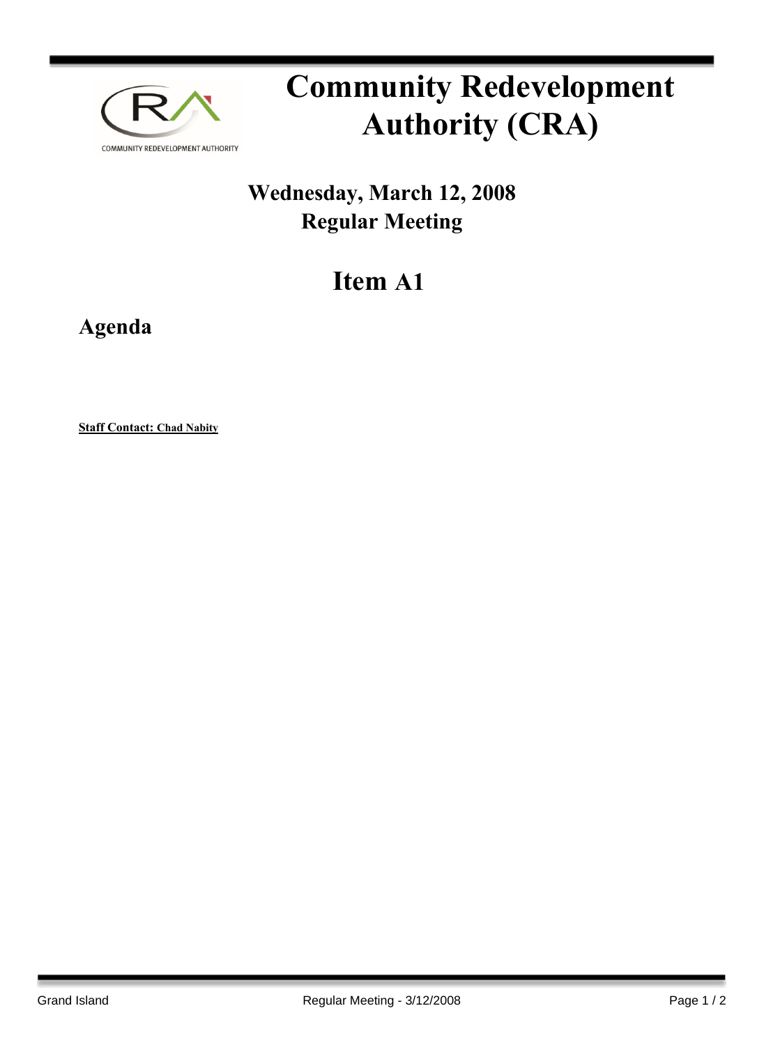# Community Redevelopment Authority (CRA)

## Wednesday, March 12, 2008
## Regular Meeting

# Item A1

## Agenda

**Staff Contact: Chad Nabity**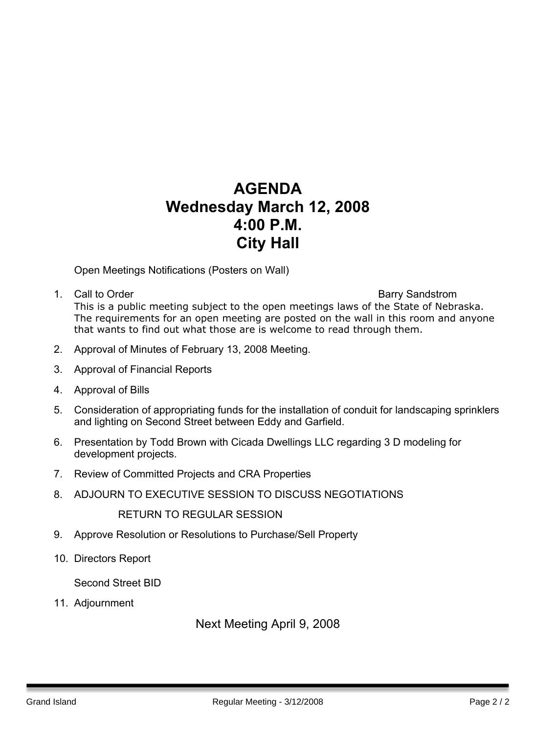# AGENDA
# Wednesday March 12, 2008
# 4:00 P.M.
# City Hall

Open Meetings Notifications (Posters on Wall)

1. Call to Order — Barry Sandstrom

   This is a public meeting subject to the open meetings laws of the State of Nebraska. The requirements for an open meeting are posted on the wall in this room and anyone that wants to find out what those are is welcome to read through them.

2. Approval of Minutes of February 13, 2008 Meeting.
3. Approval of Financial Reports
4. Approval of Bills
5. Consideration of appropriating funds for the installation of conduit for landscaping sprinklers and lighting on Second Street between Eddy and Garfield.
6. Presentation by Todd Brown with Cicada Dwellings LLC regarding 3 D modeling for development projects.
7. Review of Committed Projects and CRA Properties
8. ADJOURN TO EXECUTIVE SESSION TO DISCUSS NEGOTIATIONS

   RETURN TO REGULAR SESSION

9. Approve Resolution or Resolutions to Purchase/Sell Property
10. Directors Report

    Second Street BID

11. Adjournment

Next Meeting April 9, 2008